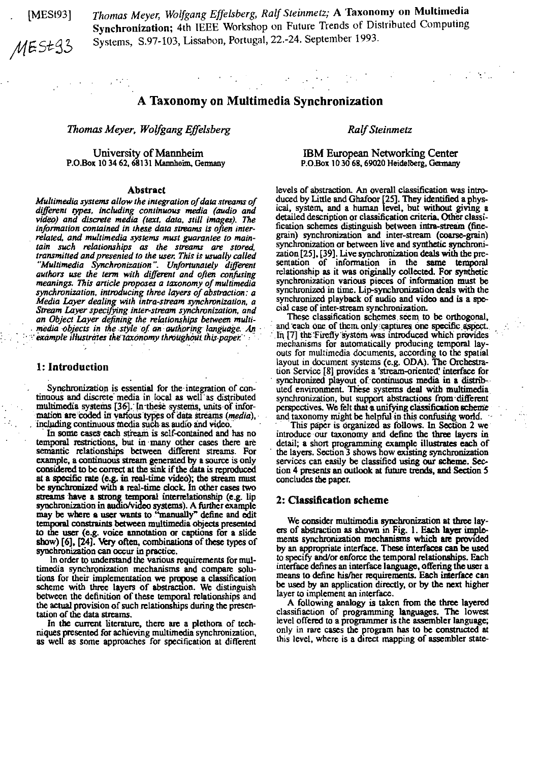[MESt93] *Thomas Meyer, Wolfgang Effelsberg, Ralf Steinmetz;* **A Taxonomy on Multimedia Synchronization**; 4th IEEE Workshop on Future Trends of Distributed Computing Systems, S.97-103, Lissabon, Portugal, 22.-24. September 1993.

MESt93

# A Taxonomy on Multimedia Synchronization

*Thomas Meyer, Wolfgang Effelsberg*

University of Mannheim
P.O.Box 10 34 62, 68131 Mannheim, Germany

*Ralf Steinmetz*

IBM European Networking Center
P.O.Box 10 30 68, 69020 Heidelberg, Germany

### Abstract

*Multimedia systems allow the integration of data streams of different types, including continuous media (audio and video) and discrete media (text, data, still images). The information contained in these data streams is often interrelated, and multimedia systems must guarantee to maintain such relationships as the streams are stored, transmitted and presented to the user. This is usually called "Multimedia Synchronization". Unfortunately different authors use the term with different and often confusing meanings. This article proposes a taxonomy of multimedia synchronization, introducing three layers of abstraction: a Media Layer dealing with intra-stream synchronization, a Stream Layer specifying inter-stream synchronization, and an Object Layer defining the relationships between multimedia objects in the style of an authoring language. An example illustrates the taxonomy throughout this paper.*

## 1: Introduction

Synchronization is essential for the integration of continuous and discrete media in local as well as distributed multimedia systems [36]. In these systems, units of information are coded in various types of data streams (*media*), including continuous media such as audio and video.

In some cases each stream is self-contained and has no temporal restrictions, but in many other cases there are semantic relationships between different streams. For example, a continuous stream generated by a source is only considered to be correct at the sink if the data is reproduced at a specific rate (e.g. in real-time video); the stream must be synchronized with a real-time clock. In other cases two streams have a strong temporal interrelationship (e.g. lip synchronization in audio/video systems). A further example may be where a user wants to "manually" define and edit temporal constraints between multimedia objects presented to the user (e.g. voice annotation or captions for a slide show) [6], [24]. Very often, combinations of these types of synchronization can occur in practice.

In order to understand the various requirements for multimedia synchronization mechanisms and compare solutions for their implementation we propose a classification scheme with three layers of abstraction. We distinguish between the definition of these temporal relationships and the actual provision of such relationships during the presentation of the data streams.

In the current literature, there are a plethora of techniques presented for achieving multimedia synchronization, as well as some approaches for specification at different levels of abstraction. An overall classification was introduced by Little and Ghafoor [25]. They identified a physical, system, and a human level, but without giving a detailed description or classification criteria. Other classification schemes distinguish between intra-stream (fine-grain) synchronization and inter-stream (coarse-grain) synchronization or between live and synthetic synchronization [25], [39]. Live synchronization deals with the presentation of information in the same temporal relationship as it was originally collected. For synthetic synchronization various pieces of information must be synchronized in time. Lip-synchronization deals with the synchronized playback of audio and video and is a special case of inter-stream synchronization.

These classification schemes seem to be orthogonal, and each one of them only captures one specific aspect. In [7] the Firefly system was introduced which provides mechanisms for automatically producing temporal layouts for multimedia documents, according to the spatial layout in document systems (e.g. ODA). The Orchestration Service [8] provides a 'stream-oriented' interface for synchronized playout of continuous media in a distributed environment. These systems deal with multimedia synchronization, but support abstractions from different perspectives. We felt that a unifying classification scheme and taxonomy might be helpful in this confusing world.

This paper is organized as follows. In Section 2 we introduce our taxonomy and define the three layers in detail; a short programming example illustrates each of the layers. Section 3 shows how existing synchronization services can easily be classified using our scheme. Section 4 presents an outlook at future trends, and Section 5 concludes the paper.

## 2: Classification scheme

We consider multimedia synchronization at three layers of abstraction as shown in Fig. 1. Each layer implements synchronization mechanisms which are provided by an appropriate interface. These interfaces can be used to specify and/or enforce the temporal relationships. Each interface defines an interface language, offering the user a means to define his/her requirements. Each interface can be used by an application directly, or by the next higher layer to implement an interface.

A following analogy is taken from the three layered classifiaction of programming languages. The lowest level offered to a programmer is the assembler language; only in rare cases the program has to be constructed at this level, where is a direct mapping of assembler state-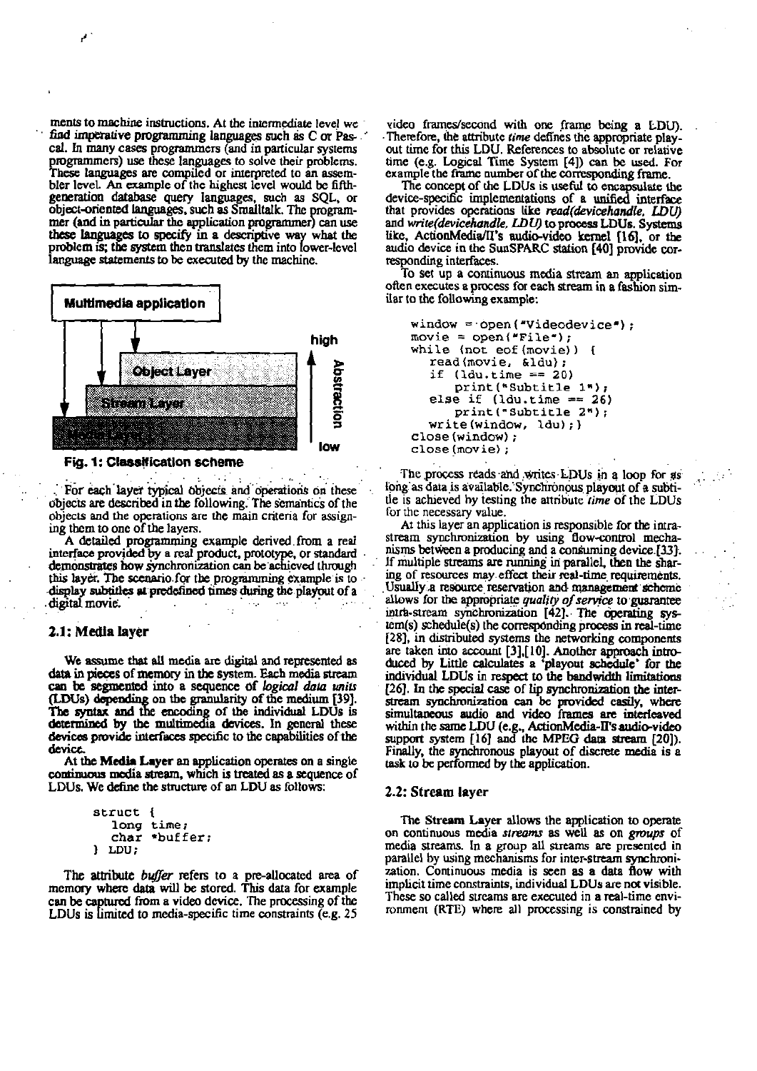ments to machine instructions. At the intermediate level we find imperative programming languages such as C or Pascal. In many cases programmers (and in particular systems programmers) use these languages to solve their problems. These languages are compiled or interpreted to an assembler level. An example of the highest level would be fifth-generation database query languages, such as SQL, or object-oriented languages, such as Smalltalk. The programmer (and in particular the application programmer) can use these languages to specify in a descriptive way what the problem is; the system then translates them into lower-level language statements to be executed by the machine.

Multimedia application

Object Layer

Stream Layer

Media Layer

high

Abstraction

low

**Fig. 1: Classification scheme**

For each layer typical objects and operations on these objects are described in the following. The semantics of the objects and the operations are the main criteria for assigning them to one of the layers.

A detailed programming example derived from a real interface provided by a real product, prototype, or standard demonstrates how synchronization can be achieved through this layer. The scenario for the programming example is to display subtitles at predefined times during the playout of a digital movie.

## 2.1: Media layer

We assume that all media are digital and represented as data in pieces of memory in the system. Each media stream can be segmented into a sequence of *logical data units* (LDUs) depending on the granularity of the medium [39]. The syntax and the encoding of the individual LDUs is determined by the multimedia devices. In general these devices provide interfaces specific to the capabilities of the device.

At the **Media Layer** an application operates on a single continuous media stream, which is treated as a sequence of LDUs. We define the structure of an LDU as follows:

```
struct {
   long time;
   char *buffer;
} LDU;
```

The attribute *buffer* refers to a pre-allocated area of memory where data will be stored. This data for example can be captured from a video device. The processing of the LDUs is limited to media-specific time constraints (e.g. 25 video frames/second with one frame being a LDU). Therefore, the attribute *time* defines the appropriate playout time for this LDU. References to absolute or relative time (e.g. Logical Time System [4]) can be used. For example the frame number of the corresponding frame.

The concept of the LDUs is useful to encapsulate the device-specific implementations of a unified interface that provides operations like *read(devicehandle, LDU)* and *write(devicehandle, LDU)* to process LDUs. Systems like, ActionMedia/II's audio-video kernel [16], or the audio device in the SunSPARC station [40] provide corresponding interfaces.

To set up a continuous media stream an application often executes a process for each stream in a fashion similar to the following example:

```
window = open("Videodevice");
movie = open("File");
while (not eof(movie)) {
   read(movie, &ldu);
   if (ldu.time == 20)
      print("Subtitle 1");
   else if (ldu.time == 26)
      print("Subtitle 2");
   write(window, ldu);}
close(window);
close(movie);
```

The process reads and writes LDUs in a loop for as long as data is available. Synchronous playout of a subtitle is achieved by testing the attribute *time* of the LDUs for the necessary value.

At this layer an application is responsible for the intra-stream synchronization by using flow-control mechanisms between a producing and a consuming device [33]. If multiple streams are running in parallel, then the sharing of resources may effect their real-time requirements. Usually a resource reservation and management scheme allows for the appropriate *quality of service* to guarantee intra-stream synchronization [42]. The operating system(s) schedule(s) the corresponding process in real-time [28], in distributed systems the networking components are taken into account [3],[10]. Another approach introduced by Little calculates a 'playout schedule' for the individual LDUs in respect to the bandwidth limitations [26]. In the special case of lip synchronization the inter-stream synchronization can be provided easily, where simultaneous audio and video frames are interleaved within the same LDU (e.g., ActionMedia-II's audio-video support system [16] and the MPEG data stream [20]). Finally, the synchronous playout of discrete media is a task to be performed by the application.

## 2.2: Stream layer

The **Stream Layer** allows the application to operate on continuous media *streams* as well as on *groups* of media streams. In a group all streams are presented in parallel by using mechanisms for inter-stream synchronization. Continuous media is seen as a data flow with implicit time constraints, individual LDUs are not visible. These so called streams are executed in a real-time environment (RTE) where all processing is constrained by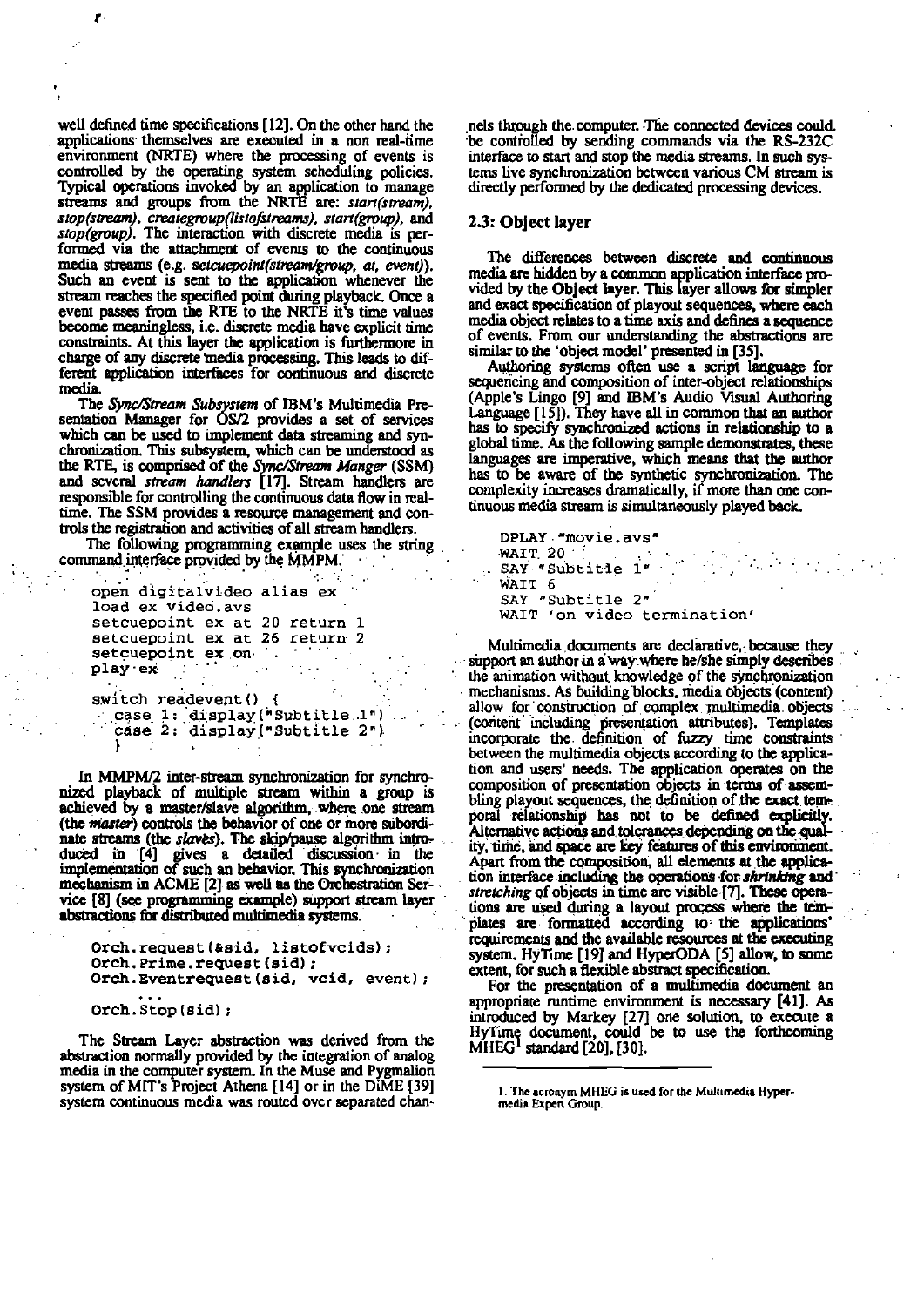well defined time specifications [12]. On the other hand the applications themselves are executed in a non real-time environment (NRTE) where the processing of events is controlled by the operating system scheduling policies. Typical operations invoked by an application to manage streams and groups from the NRTE are: *start(stream)*, *stop(stream)*, *creategroup(listofstreams)*, *start(group)*, and *stop(group)*. The interaction with discrete media is performed via the attachment of events to the continuous media streams (e.g. *setcuepoint(stream/group, at, event)*). Such an event is sent to the application whenever the stream reaches the specified point during playback. Once a event passes from the RTE to the NRTE it's time values become meaningless, i.e. discrete media have explicit time constraints. At this layer the application is furthermore in charge of any discrete media processing. This leads to different application interfaces for continuous and discrete media.

The *Sync/Stream Subsystem* of IBM's Multimedia Presentation Manager for OS/2 provides a set of services which can be used to implement data streaming and synchronization. This subsystem, which can be understood as the RTE, is comprised of the *Sync/Stream Manger* (SSM) and several *stream handlers* [17]. Stream handlers are responsible for controlling the continuous data flow in realtime. The SSM provides a resource management and controls the registration and activities of all stream handlers.

The following programming example uses the string command interface provided by the MMPM.

```
open digitalvideo alias ex
load ex video.avs
setcuepoint ex at 20 return 1
setcuepoint ex at 26 return 2
setcuepoint ex on
play ex

switch readevent() {
  case 1: display("Subtitle 1")
  case 2: display("Subtitle 2")
  }
```

In MMPM/2 inter-stream synchronization for synchronized playback of multiple stream within a group is achieved by a master/slave algorithm, where one stream (the *master*) controls the behavior of one or more subordinate streams (the *slaves*). The skip/pause algorithm introduced in [4] gives a detailed discussion in the implementation of such an behavior. This synchronization mechanism in ACME [2] as well as the Orchestration Service [8] (see programming example) support stream layer abstractions for distributed multimedia systems.

```
Orch.request(&sid, listofvcids);
Orch.Prime.request(sid);
Orch.Eventrequest(sid, vcid, event);
...
Orch.Stop(sid);
```

The Stream Layer abstraction was derived from the abstraction normally provided by the integration of analog media in the computer system. In the Muse and Pygmalion system of MIT's Project Athena [14] or in the DiME [39] system continuous media was routed over separated channels through the computer. The connected devices could be controlled by sending commands via the RS-232C interface to start and stop the media streams. In such systems live synchronization between various CM stream is directly performed by the dedicated processing devices.

## 2.3: Object layer

The differences between discrete and continuous media are hidden by a common application interface provided by the **Object layer**. This layer allows for simpler and exact specification of playout sequences, where each media object relates to a time axis and defines a sequence of events. From our understanding the abstractions are similar to the 'object model' presented in [35].

Authoring systems often use a script language for sequencing and composition of inter-object relationships (Apple's Lingo [9] and IBM's Audio Visual Authoring Language [15]). They have all in common that an author has to specify synchronized actions in relationship to a global time. As the following sample demonstrates, these languages are imperative, which means that the author has to be aware of the synthetic synchronization. The complexity increases dramatically, if more than one continuous media stream is simultaneously played back.

```
DPLAY "movie.avs"
WAIT 20
SAY "Subtitle 1"
WAIT 6
SAY "Subtitle 2"
WAIT 'on video termination'
```

Multimedia documents are declarative, because they support an author in a way where he/she simply describes the animation without knowledge of the synchronization mechanisms. As building blocks, media objects (content) allow for construction of complex multimedia objects (content including presentation attributes). Templates incorporate the definition of fuzzy time constraints between the multimedia objects according to the application and users' needs. The application operates on the composition of presentation objects in terms of assembling playout sequences, the definition of the exact temporal relationship has not to be defined explicitly. Alternative actions and tolerances depending on the quality, time, and space are key features of this environment. Apart from the composition, all elements at the application interface including the operations for *shrinking* and *stretching* of objects in time are visible [7]. These operations are used during a layout process where the templates are formatted according to the applications' requirements and the available resources at the executing system. HyTime [19] and HyperODA [5] allow, to some extent, for such a flexible abstract specification.

For the presentation of a multimedia document an appropriate runtime environment is necessary [41]. As introduced by Markey [27] one solution, to execute a HyTime document, could be to use the forthcoming MHEG[1] standard [20], [30].

1. The acronym MHEG is used for the Multimedia Hypermedia Expert Group.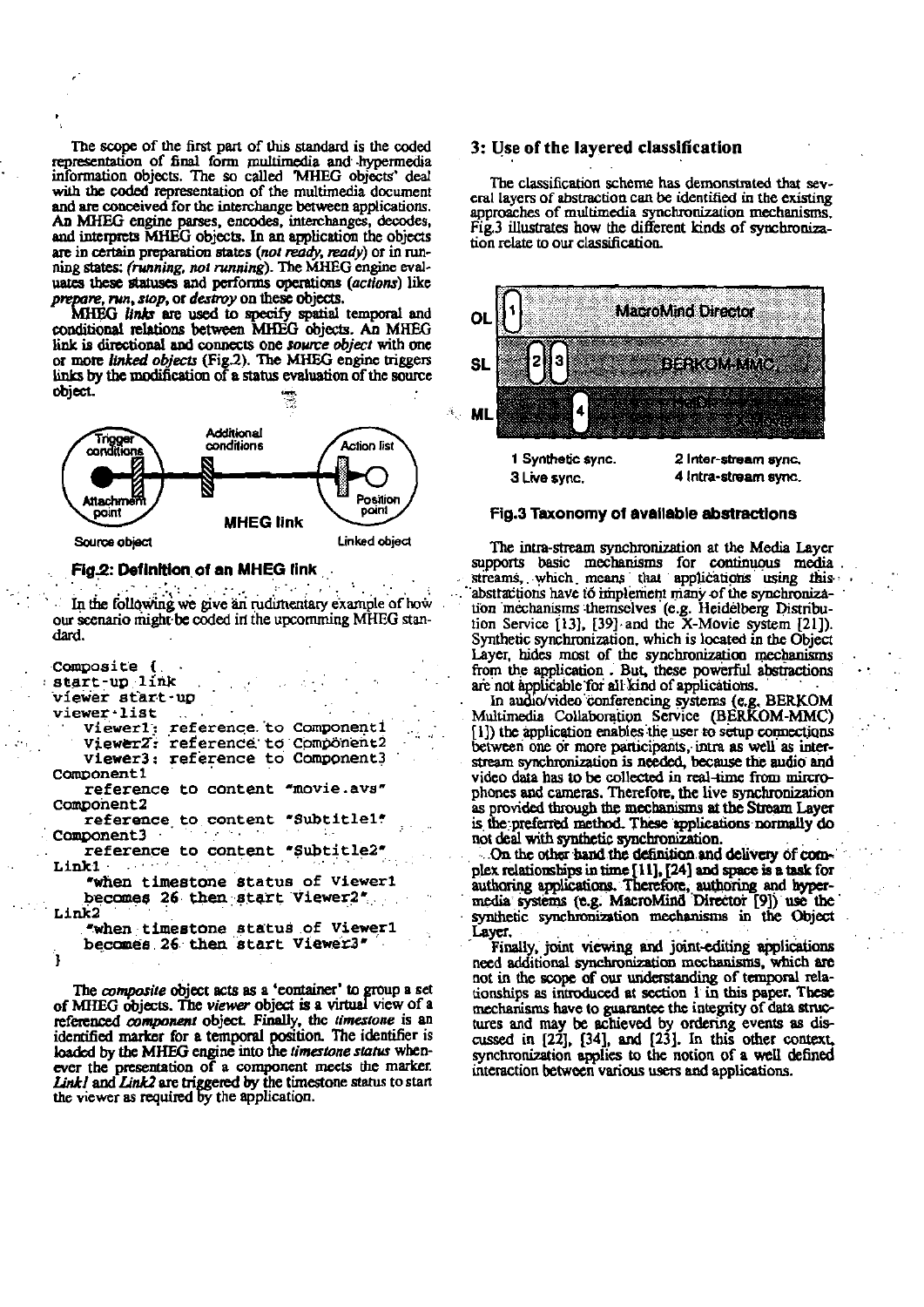The scope of the first part of this standard is the coded representation of final form multimedia and hypermedia information objects. The so called 'MHEG objects' deal with the coded representation of the multimedia document and are conceived for the interchange between applications. An MHEG engine parses, encodes, interchanges, decodes, and interprets MHEG objects. In an application the objects are in certain preparation states (*not ready, ready*) or in running states: (*running, not running*). The MHEG engine evaluates these statuses and performs operations (*actions*) like *prepare, run, stop*, or *destroy* on these objects.

MHEG *links* are used to specify spatial temporal and conditional relations between MHEG objects. An MHEG link is directional and connects one *source object* with one or more *linked objects* (Fig.2). The MHEG engine triggers links by the modification of a status evaluation of the source object.

Trigger conditions | Additional conditions | Action list | Attachment point | Position point | MHEG link | Source object | Linked object

**Fig.2: Definition of an MHEG link**

In the following we give an rudimentary example of how our scenario might be coded in the upcomming MHEG standard.

```
Composite {
start-up link
viewer start-up
viewer-list
    Viewer1: reference to Component1
    Viewer2: reference to Component2
    Viewer3: reference to Component3
Component1
    reference to content "movie.avs"
Component2
    reference to content "Subtitle1"
Component3
    reference to content "Subtitle2"
Link1
    "when timestone status of Viewer1
    becomes 26 then start Viewer2"
Link2
    "when timestone status of Viewer1
    becomes 26 then start Viewer3"
}
```

The *composite* object acts as a 'container' to group a set of MHEG objects. The *viewer* object is a virtual view of a referenced *component* object. Finally, the *timestone* is an identified marker for a temporal position. The identifier is loaded by the MHEG engine into the *timestone status* whenever the presentation of a component meets the marker. *Link1* and *Link2* are triggered by the timestone status to start the viewer as required by the application.

## 3: Use of the layered classification

The classification scheme has demonstrated that several layers of abstraction can be identified in the existing approaches of multimedia synchronization mechanisms. Fig.3 illustrates how the different kinds of synchronization relate to our classification.

OL | 1 | MacroMind Director
SL | 2 | 3 | BERKOM-MMC
ML | 4

1 Synthetic sync. 2 Inter-stream sync.
3 Live sync. 4 Intra-stream sync.

**Fig.3 Taxonomy of available abstractions**

The intra-stream synchronization at the Media Layer supports basic mechanisms for continuous media streams, which means that applications using this abstractions have to implement many of the synchronization mechanisms themselves (e.g. Heidelberg Distribution Service [13], [39] and the X-Movie system [21]). Synthetic synchronization, which is located in the Object Layer, hides most of the synchronization mechanisms from the application. But, these powerful abstractions are not applicable for all kind of applications.

In audio/video conferencing systems (e.g. BERKOM Multimedia Collaboration Service (BERKOM-MMC) [1]) the application enables the user to setup connections between one or more participants, intra as well as inter-stream synchronization is needed, because the audio and video data has to be collected in real-time from mircrophones and cameras. Therefore, the live synchronization as provided through the mechanisms at the Stream Layer is the preferred method. These applications normally do not deal with synthetic synchronization.

On the other hand the definition and delivery of complex relationships in time [11], [24] and space is a task for authoring applications. Therefore, authoring and hypermedia systems (e.g. MacroMind Director [9]) use the synthetic synchronization mechanisms in the Object Layer.

Finally, joint viewing and joint-editing applications need additional synchronization mechanisms, which are not in the scope of our understanding of temporal relationships as introduced at section 1 in this paper. These mechanisms have to guarantee the integrity of data structures and may be achieved by ordering events as discussed in [22], [34], and [23]. In this other context, synchronization applies to the notion of a well defined interaction between various users and applications.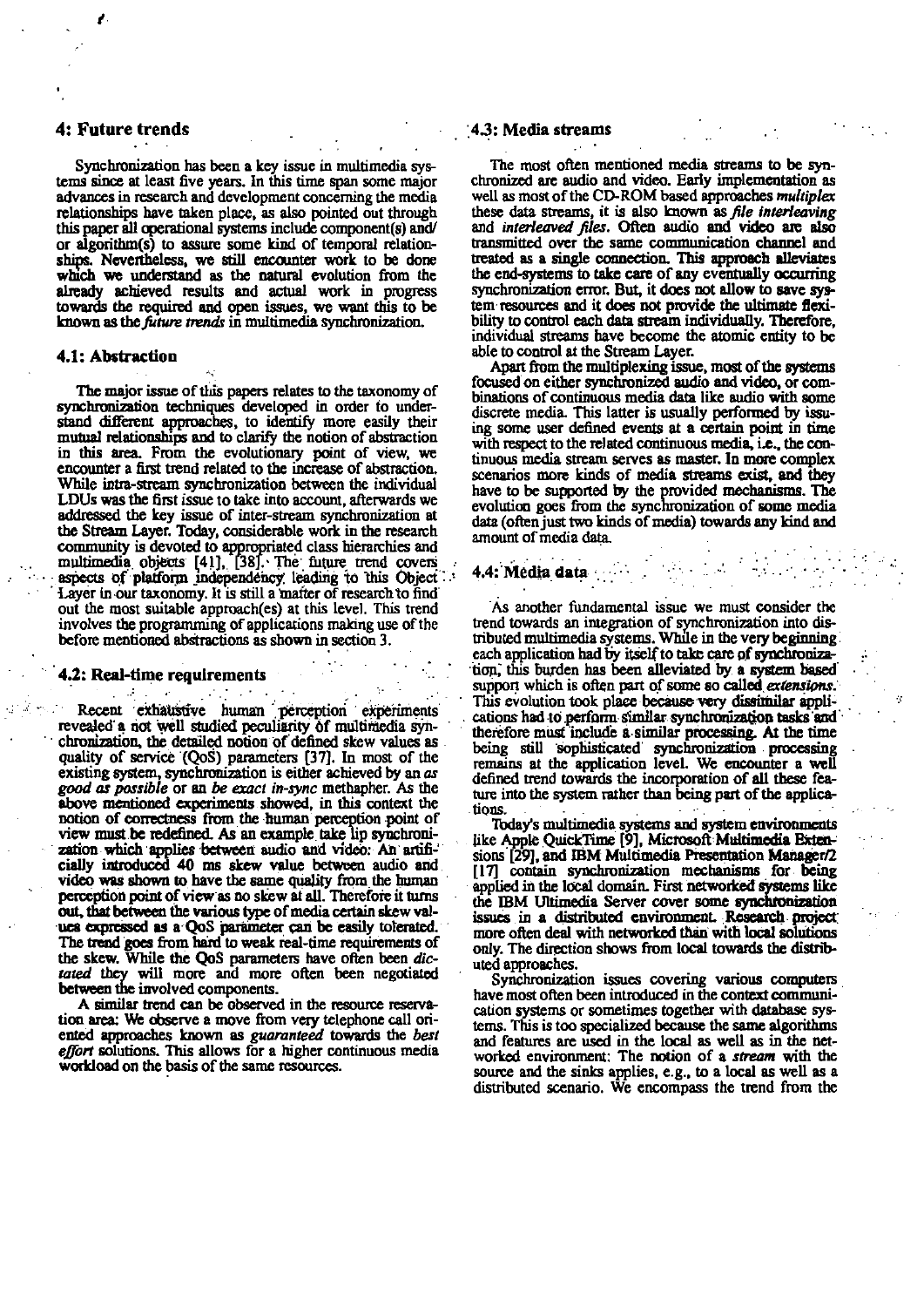## 4: Future trends

Synchronization has been a key issue in multimedia systems since at least five years. In this time span some major advances in research and development concerning the media relationships have taken place, as also pointed out through this paper all operational systems include component(s) and/or algorithm(s) to assure some kind of temporal relationships. Nevertheless, we still encounter work to be done which we understand as the natural evolution from the already achieved results and actual work in progress towards the required and open issues, we want this to be known as the *future trends* in multimedia synchronization.

### 4.1: Abstraction

The major issue of this papers relates to the taxonomy of synchronization techniques developed in order to understand different approaches, to identify more easily their mutual relationships and to clarify the notion of abstraction in this area. From the evolutionary point of view, we encounter a first trend related to the increase of abstraction. While intra-stream synchronization between the individual LDUs was the first issue to take into account, afterwards we addressed the key issue of inter-stream synchronization at the Stream Layer. Today, considerable work in the research community is devoted to appropriated class hierarchies and multimedia objects [41], [38]. The future trend covers aspects of platform independency leading to this Object Layer in our taxonomy. It is still a matter of research to find out the most suitable approach(es) at this level. This trend involves the programming of applications making use of the before mentioned abstractions as shown in section 3.

### 4.2: Real-time requirements

Recent exhaustive human perception experiments revealed a not well studied peculiarity of multimedia synchronization, the detailed notion of defined skew values as quality of service (QoS) parameters [37]. In most of the existing system, synchronization is either achieved by an *as good as possible* or an *be exact in-sync* methaphor. As the above mentioned experiments showed, in this context the notion of correctness from the human perception point of view must be redefined. As an example take lip synchronization which applies between audio and video: An artificially introduced 40 ms skew value between audio and video was shown to have the same quality from the human perception point of view as no skew at all. Therefore it turns out, that between the various type of media certain skew values expressed as a QoS parameter can be easily tolerated. The trend goes from hard to weak real-time requirements of the skew. While the QoS parameters have often been *dictated* they will more and more often been negotiated between the involved components.

A similar trend can be observed in the resource reservation area: We observe a move from very telephone call oriented approaches known as *guaranteed* towards the *best effort* solutions. This allows for a higher continuous media workload on the basis of the same resources.

### 4.3: Media streams

The most often mentioned media streams to be synchronized are audio and video. Early implementation as well as most of the CD-ROM based approaches *multiplex* these data streams, it is also known as *file interleaving* and *interleaved files*. Often audio and video are also transmitted over the same communication channel and treated as a single connection. This approach alleviates the end-systems to take care of any eventually occurring synchronization error. But, it does not allow to save system resources and it does not provide the ultimate flexibility to control each data stream individually. Therefore, individual streams have become the atomic entity to be able to control at the Stream Layer.

Apart from the multiplexing issue, most of the systems focused on either synchronized audio and video, or combinations of continuous media data like audio with some discrete media. This latter is usually performed by issuing some user defined events at a certain point in time with respect to the related continuous media, i.e., the continuous media stream serves as master. In more complex scenarios more kinds of media streams exist, and they have to be supported by the provided mechanisms. The evolution goes from the synchronization of some media data (often just two kinds of media) towards any kind and amount of media data.

### 4.4: Media data

As another fundamental issue we must consider the trend towards an integration of synchronization into distributed multimedia systems. While in the very beginning each application had by itself to take care of synchronization, this burden has been alleviated by a system based support which is often part of some so called *extensions*. This evolution took place because very dissimilar applications had to perform similar synchronization tasks and therefore must include a similar processing. At the time being still sophisticated synchronization processing remains at the application level. We encounter a well defined trend towards the incorporation of all these feature into the system rather than being part of the applications.

Today's multimedia systems and system environments like Apple QuickTime [9], Microsoft Multimedia Extensions [29], and IBM Multimedia Presentation Manager/2 [17] contain synchronization mechanisms for being applied in the local domain. First networked systems like the IBM Ultimedia Server cover some synchronization issues in a distributed environment. Research project more often deal with networked than with local solutions only. The direction shows from local towards the distributed approaches.

Synchronization issues covering various computers have most often been introduced in the context communication systems or sometimes together with database systems. This is too specialized because the same algorithms and features are used in the local as well as in the networked environment: The notion of a *stream* with the source and the sinks applies, e.g., to a local as well as a distributed scenario. We encompass the trend from the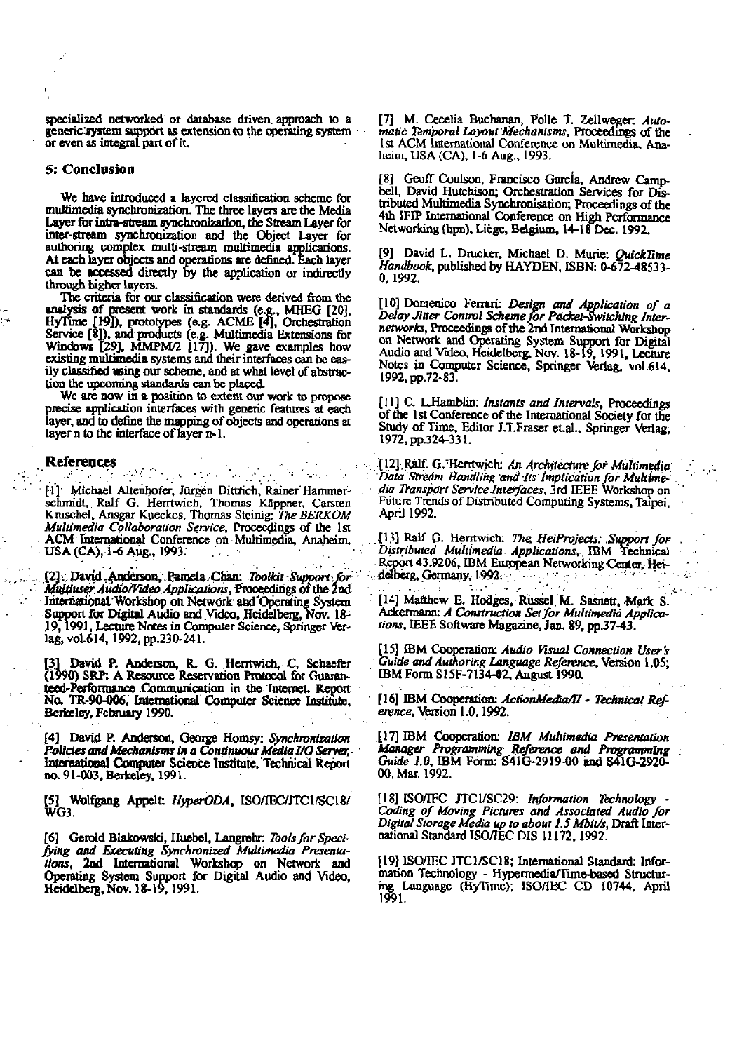specialized networked or database driven approach to a generic system support as extension to the operating system or even as integral part of it.

## 5: Conclusion

We have introduced a layered classification scheme for multimedia synchronization. The three layers are the Media Layer for intra-stream synchronization, the Stream Layer for inter-stream synchronization and the Object Layer for authoring complex multi-stream multimedia applications. At each layer objects and operations are defined. Each layer can be accessed directly by the application or indirectly through higher layers.

The criteria for our classification were derived from the analysis of present work in standards (e.g., MHEG [20], HyTime [19]), prototypes (e.g. ACME [4], Orchestration Service [8]), and products (e.g. Multimedia Extensions for Windows [29], MMPM/2 [17]). We gave examples how existing multimedia systems and their interfaces can be easily classified using our scheme, and at what level of abstraction the upcoming standards can be placed.

We are now in a position to extent our work to propose precise application interfaces with generic features at each layer, and to define the mapping of objects and operations at layer n to the interface of layer n-1.

## References

[1] Michael Altenhofer, Jürgen Dittrich, Rainer Hammerschmidt, Ralf G. Herrtwich, Thomas Käppner, Carsten Kruschel, Ansgar Kueckes, Thomas Steinig: *The BERKOM Multimedia Collaboration Service*, Proceedings of the 1st ACM International Conference on Multimedia, Anaheim, USA (CA), 1-6 Aug., 1993.

[2] David Anderson, Pamela Chan: *Toolkit Support for Multiuser Audio/Video Applications*, Proceedings of the 2nd International Workshop on Network and Operating System Support for Digital Audio and Video, Heidelberg, Nov. 18-19, 1991, Lecture Notes in Computer Science, Springer Verlag, vol.614, 1992, pp.230-241.

[3] David P. Anderson, R. G. Herrtwich, C. Schaefer (1990) SRP: A Resource Reservation Protocol for Guaranteed-Performance Communication in the Internet. Report No. TR-90-006, International Computer Science Institute, Berkeley, February 1990.

[4] David P. Anderson, George Homsy: *Synchronization Policies and Mechanisms in a Continuous Media I/O Server*, International Computer Science Institute, Technical Report no. 91-003, Berkeley, 1991.

[5] Wolfgang Appelt: *HyperODA*, ISO/IEC/JTC1/SC18/WG3.

[6] Gerold Blakowski, Huebel, Langrehr: *Tools for Specifying and Executing Synchronized Multimedia Presentations*, 2nd International Workshop on Network and Operating System Support for Digital Audio and Video, Heidelberg, Nov. 18-19, 1991.

[7] M. Cecelia Buchanan, Polle T. Zellweger: *Automatic Temporal Layout Mechanisms*, Proceedings of the 1st ACM International Conference on Multimedia, Anaheim, USA (CA), 1-6 Aug., 1993.

[8] Geoff Coulson, Francisco García, Andrew Campbell, David Hutchison; Orchestration Services for Distributed Multimedia Synchronisation; Proceedings of the 4th IFIP International Conference on High Performance Networking (hpn), Liège, Belgium, 14-18 Dec. 1992.

[9] David L. Drucker, Michael D. Murie: *QuickTime Handbook*, published by HAYDEN, ISBN: 0-672-48533-0, 1992.

[10] Domenico Ferrari: *Design and Application of a Delay Jitter Control Scheme for Packet-Switching Internetworks*, Proceedings of the 2nd International Workshop on Network and Operating System Support for Digital Audio and Video, Heidelberg, Nov. 18-19, 1991, Lecture Notes in Computer Science, Springer Verlag, vol.614, 1992, pp.72-83.

[11] C. L.Hamblin: *Instants and Intervals*, Proceedings of the 1st Conference of the International Society for the Study of Time, Editor J.T.Fraser et.al., Springer Verlag, 1972, pp.324-331.

[12] Ralf. G. Herrtwich: *An Architecture for Multimedia Data Stream Handling and Its Implication for Multimedia Transport Service Interfaces*, 3rd IEEE Workshop on Future Trends of Distributed Computing Systems, Taipei, April 1992.

[13] Ralf G. Herrtwich: *The HeiProjects: Support for Distributed Multimedia Applications*, IBM Technical Report 43.9206, IBM European Networking Center, Heidelberg, Germany, 1992.

[14] Matthew E. Hodges, Russel M. Sasnett, Mark S. Ackermann: *A Construction Set for Multimedia Applications*, IEEE Software Magazine, Jan. 89, pp.37-43.

[15] IBM Cooperation: *Audio Visual Connection User's Guide and Authoring Language Reference*, Version 1.05; IBM Form S15F-7134-02, August 1990.

[16] IBM Cooperation: *ActionMedia/II - Technical Reference*, Version 1.0, 1992.

[17] IBM Cooperation: *IBM Multimedia Presentation Manager Programming Reference and Programming Guide 1.0*, IBM Form: S41G-2919-00 and S41G-2920-00, Mar. 1992.

[18] ISO/IEC JTC1/SC29: *Information Technology - Coding of Moving Pictures and Associated Audio for Digital Storage Media up to about 1.5 Mbit/s*, Draft International Standard ISO/IEC DIS 11172, 1992.

[19] ISO/IEC JTC1/SC18; International Standard: Information Technology - Hypermedia/Time-based Structuring Language (HyTime); ISO/IEC CD 10744, April 1991.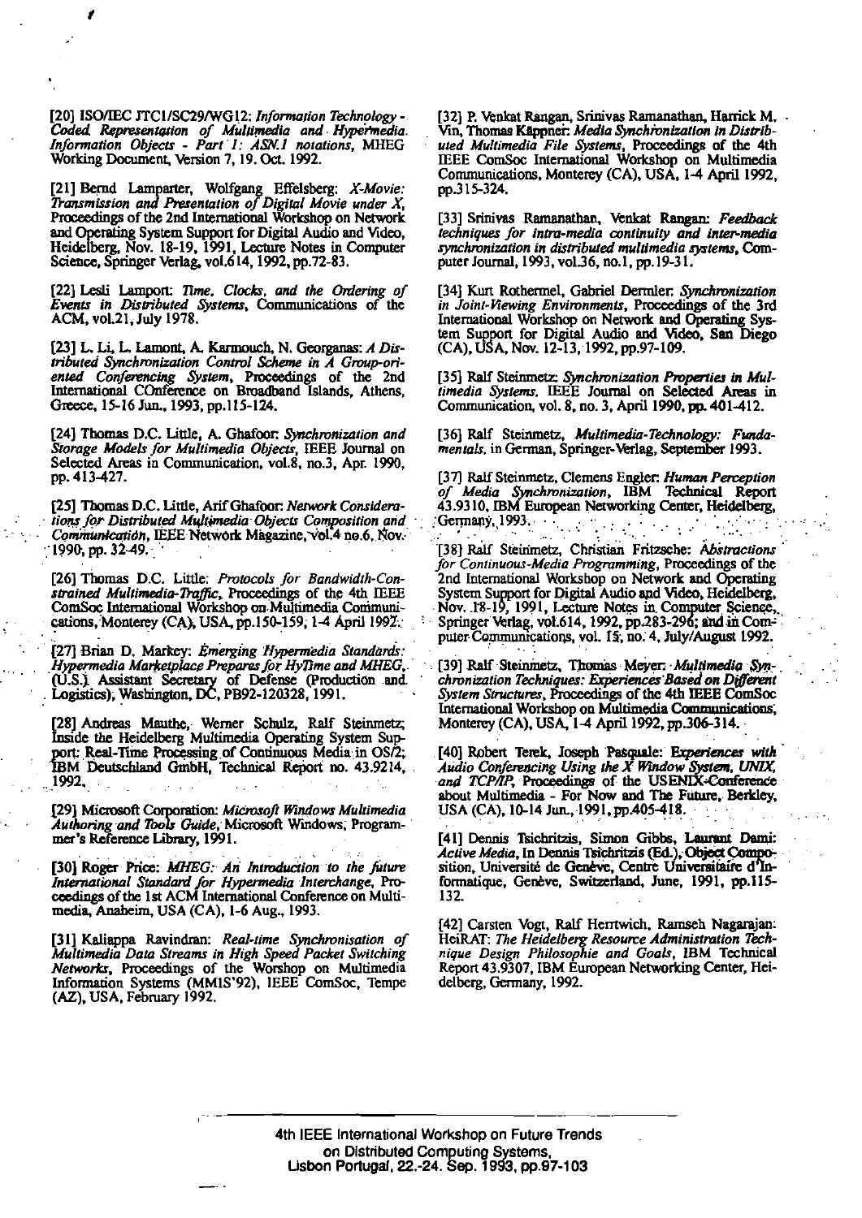[20] ISO/IEC JTC1/SC29/WG12: *Information Technology - Coded Representation of Multimedia and Hypermedia. Information Objects - Part 1: ASN.1 notations*, MHEG Working Document, Version 7, 19. Oct. 1992.

[21] Bernd Lamparter, Wolfgang Effelsberg: *X-Movie: Transmission and Presentation of Digital Movie under X*, Proceedings of the 2nd International Workshop on Network and Operating System Support for Digital Audio and Video, Heidelberg, Nov. 18-19, 1991, Lecture Notes in Computer Science, Springer Verlag, vol.614, 1992, pp.72-83.

[22] Lesli Lamport: *Time, Clocks, and the Ordering of Events in Distributed Systems*, Communications of the ACM, vol.21, July 1978.

[23] L. Li, L. Lamont, A. Karmouch, N. Georganas: *A Distributed Synchronization Control Scheme in A Group-oriented Conferencing System*, Proceedings of the 2nd International COnference on Broadband Islands, Athens, Greece, 15-16 Jun., 1993, pp.115-124.

[24] Thomas D.C. Little, A. Ghafoor: *Synchronization and Storage Models for Multimedia Objects*, IEEE Journal on Selected Areas in Communication, vol.8, no.3, Apr. 1990, pp. 413-427.

[25] Thomas D.C. Little, Arif Ghafoor: *Network Considerations for Distributed Multimedia Objects Composition and Communication*, IEEE Network Magazine, vol.4 no.6, Nov. 1990, pp. 32-49.

[26] Thomas D.C. Little: *Protocols for Bandwidth-Constrained Multimedia-Traffic*, Proceedings of the 4th IEEE ComSoc International Workshop on Multimedia Communications, Monterey (CA), USA, pp.150-159, 1-4 April 1992.

[27] Brian D. Markey: *Emerging Hypermedia Standards: Hypermedia Marketplace Prepares for HyTime and MHEG*, (U.S.) Assistant Secretary of Defense (Production and Logistics), Washington, DC, PB92-120328, 1991.

[28] Andreas Mauthe, Werner Schulz, Ralf Steinmetz: Inside the Heidelberg Multimedia Operating System Support: Real-Time Processing of Continuous Media in OS/2; IBM Deutschland GmbH, Technical Report no. 43.9214, 1992.

[29] Microsoft Corporation: *Microsoft Windows Multimedia Authoring and Tools Guide*, Microsoft Windows, Programmer's Reference Library, 1991.

[30] Roger Price: *MHEG: An Introduction to the future International Standard for Hypermedia Interchange*, Proceedings of the 1st ACM International Conference on Multimedia, Anaheim, USA (CA), 1-6 Aug., 1993.

[31] Kaliappa Ravindran: *Real-time Synchronisation of Multimedia Data Streams in High Speed Packet Switching Networks*, Proceedings of the Worshop on Multimedia Information Systems (MMIS'92), IEEE ComSoc, Tempe (AZ), USA, February 1992.

[32] P. Venkat Rangan, Srinivas Ramanathan, Harrick M. Vin, Thomas Käppner: *Media Synchronization in Distributed Multimedia File Systems*, Proceedings of the 4th IEEE ComSoc International Workshop on Multimedia Communications, Monterey (CA), USA, 1-4 April 1992, pp.315-324.

[33] Srinivas Ramanathan, Venkat Rangan: *Feedback techniques for intra-media continuity and inter-media synchronization in distributed multimedia systems*, Computer Journal, 1993, vol.36, no.1, pp.19-31.

[34] Kurt Rothermel, Gabriel Dermler: *Synchronization in Joint-Viewing Environments*, Proceedings of the 3rd International Workshop on Network and Operating System Support for Digital Audio and Video, San Diego (CA), USA, Nov. 12-13, 1992, pp.97-109.

[35] Ralf Steinmetz: *Synchronization Properties in Multimedia Systems*, IEEE Journal on Selected Areas in Communication, vol. 8, no. 3, April 1990, pp. 401-412.

[36] Ralf Steinmetz, *Multimedia-Technology: Fundamentals*, in German, Springer-Verlag, September 1993.

[37] Ralf Steinmetz, Clemens Engler: *Human Perception of Media Synchronization*, IBM Technical Report 43.9310, IBM European Networking Center, Heidelberg, Germany, 1993.

[38] Ralf Steinmetz, Christian Fritzsche: *Abstractions for Continuous-Media Programming*, Proceedings of the 2nd International Workshop on Network and Operating System Support for Digital Audio and Video, Heidelberg, Nov. 18-19, 1991, Lecture Notes in Computer Science, Springer Verlag, vol.614, 1992, pp.283-296; and in Computer Communications, vol. 15, no. 4, July/August 1992.

[39] Ralf Steinmetz, Thomas Meyer: *Multimedia Synchronization Techniques: Experiences Based on Different System Structures*, Proceedings of the 4th IEEE ComSoc International Workshop on Multimedia Communications, Monterey (CA), USA, 1-4 April 1992, pp.306-314.

[40] Robert Terek, Joseph Pasquale: *Experiences with Audio Conferencing Using the X Window System, UNIX, and TCP/IP*, Proceedings of the USENIX-Conference about Multimedia - For Now and The Future, Berkley, USA (CA), 10-14 Jun., 1991, pp.405-418.

[41] Dennis Tsichritzis, Simon Gibbs, Laurent Dami: *Active Media*, In Dennis Tsichritzis (Ed.), Object Composition, Université de Genève, Centre Universitaire d'Informatique, Genève, Switzerland, June, 1991, pp.115-132.

[42] Carsten Vogt, Ralf Herrtwich, Ramseh Nagarajan: *HeiRAT: The Heidelberg Resource Administration Technique Design Philosophie and Goals*, IBM Technical Report 43.9307, IBM European Networking Center, Heidelberg, Germany, 1992.

4th IEEE International Workshop on Future Trends on Distributed Computing Systems, Lisbon Portugal, 22.-24. Sep. 1993, pp.97-103